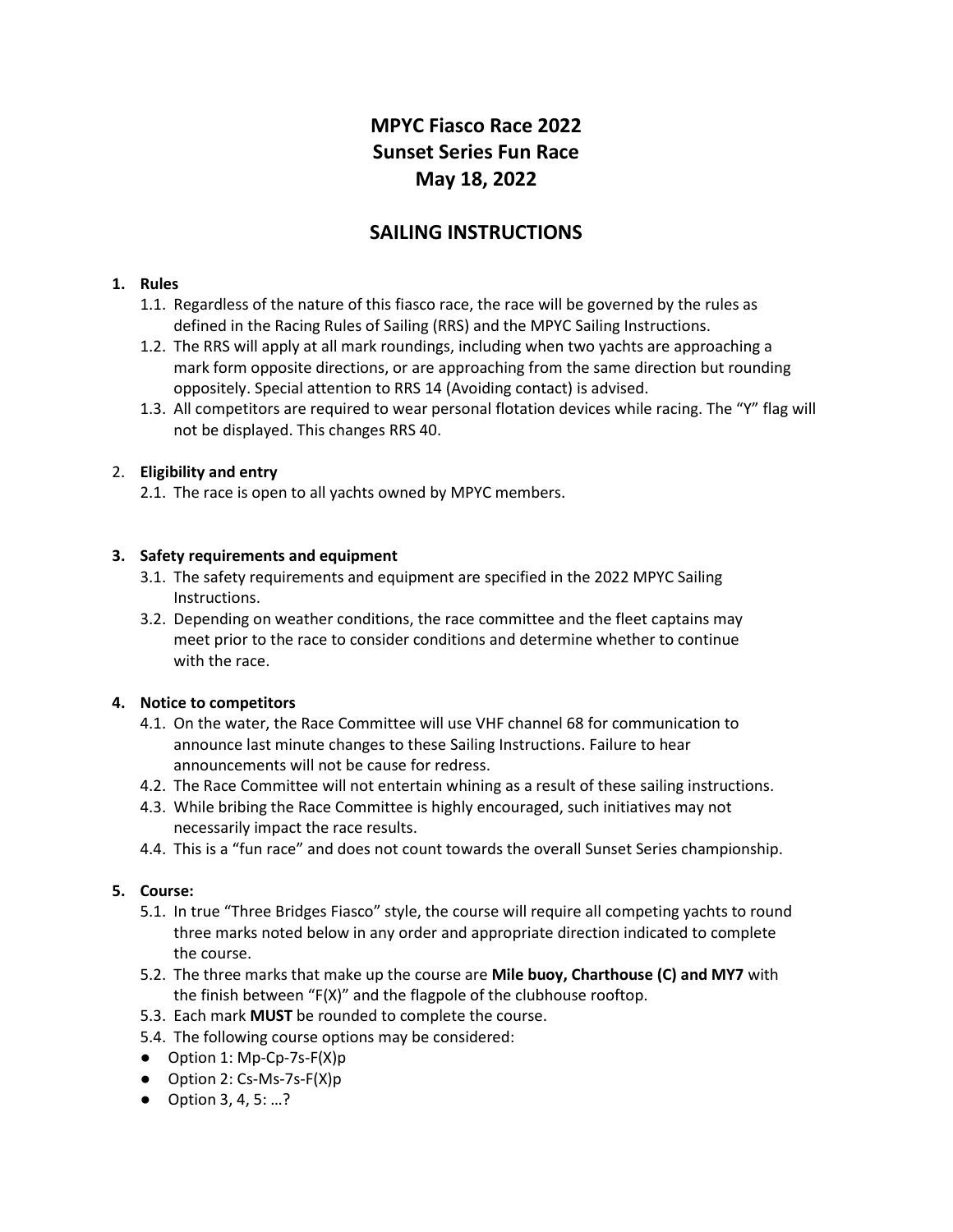# MPYC Fiasco Race 2022
# Sunset Series Fun Race
# May 18, 2022

## SAILING INSTRUCTIONS

**1. Rules**

1.1. Regardless of the nature of this fiasco race, the race will be governed by the rules as defined in the Racing Rules of Sailing (RRS) and the MPYC Sailing Instructions.

1.2. The RRS will apply at all mark roundings, including when two yachts are approaching a mark form opposite directions, or are approaching from the same direction but rounding oppositely. Special attention to RRS 14 (Avoiding contact) is advised.

1.3. All competitors are required to wear personal flotation devices while racing. The "Y" flag will not be displayed. This changes RRS 40.

2. **Eligibility and entry**

2.1. The race is open to all yachts owned by MPYC members.

**3. Safety requirements and equipment**

3.1. The safety requirements and equipment are specified in the 2022 MPYC Sailing Instructions.

3.2. Depending on weather conditions, the race committee and the fleet captains may meet prior to the race to consider conditions and determine whether to continue with the race.

**4. Notice to competitors**

4.1. On the water, the Race Committee will use VHF channel 68 for communication to announce last minute changes to these Sailing Instructions. Failure to hear announcements will not be cause for redress.

4.2. The Race Committee will not entertain whining as a result of these sailing instructions.

4.3. While bribing the Race Committee is highly encouraged, such initiatives may not necessarily impact the race results.

4.4. This is a "fun race" and does not count towards the overall Sunset Series championship.

**5. Course:**

5.1. In true "Three Bridges Fiasco" style, the course will require all competing yachts to round three marks noted below in any order and appropriate direction indicated to complete the course.

5.2. The three marks that make up the course are **Mile buoy, Charthouse (C) and MY7** with the finish between "F(X)" and the flagpole of the clubhouse rooftop.

5.3. Each mark **MUST** be rounded to complete the course.

5.4. The following course options may be considered:

- Option 1: Mp-Cp-7s-F(X)p
- Option 2: Cs-Ms-7s-F(X)p
- Option 3, 4, 5: …?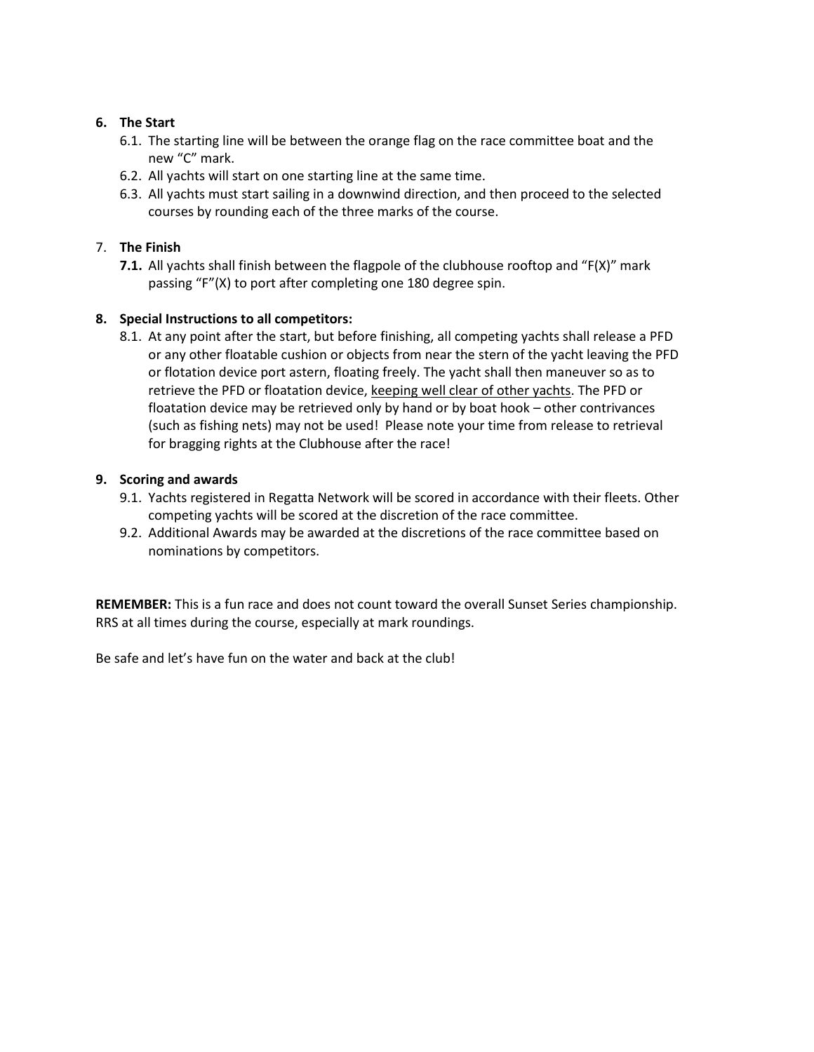**6. The Start**

6.1. The starting line will be between the orange flag on the race committee boat and the new "C" mark.

6.2. All yachts will start on one starting line at the same time.

6.3. All yachts must start sailing in a downwind direction, and then proceed to the selected courses by rounding each of the three marks of the course.

7. **The Finish**

**7.1.** All yachts shall finish between the flagpole of the clubhouse rooftop and "F(X)" mark passing "F"(X) to port after completing one 180 degree spin.

**8. Special Instructions to all competitors:**

8.1. At any point after the start, but before finishing, all competing yachts shall release a PFD or any other floatable cushion or objects from near the stern of the yacht leaving the PFD or flotation device port astern, floating freely. The yacht shall then maneuver so as to retrieve the PFD or floatation device, <u>keeping well clear of other yachts</u>. The PFD or floatation device may be retrieved only by hand or by boat hook – other contrivances (such as fishing nets) may not be used! Please note your time from release to retrieval for bragging rights at the Clubhouse after the race!

**9. Scoring and awards**

9.1. Yachts registered in Regatta Network will be scored in accordance with their fleets. Other competing yachts will be scored at the discretion of the race committee.

9.2. Additional Awards may be awarded at the discretions of the race committee based on nominations by competitors.

**REMEMBER:** This is a fun race and does not count toward the overall Sunset Series championship. RRS at all times during the course, especially at mark roundings.

Be safe and let's have fun on the water and back at the club!